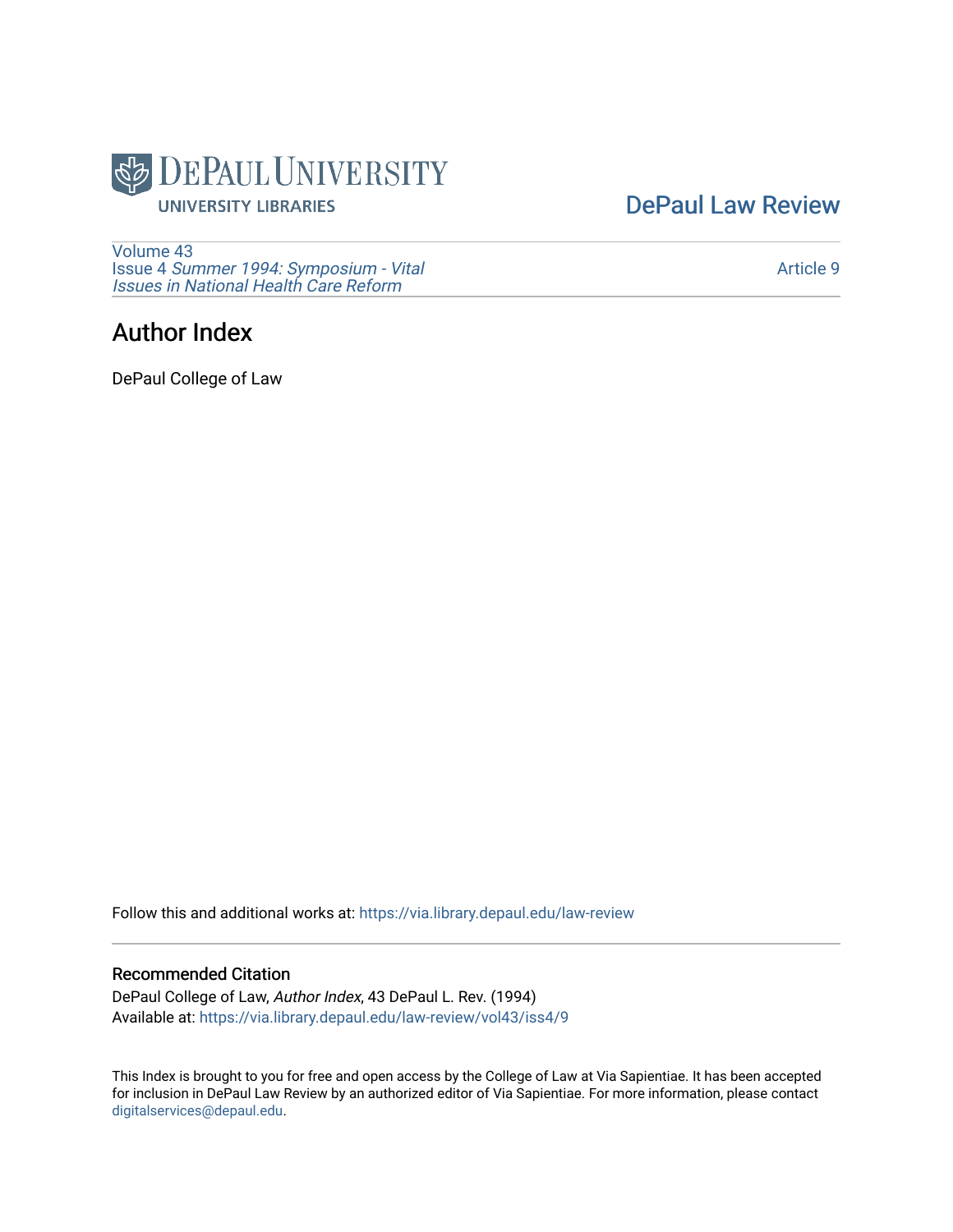DePaul University Libraries

DePaul Law Review

Volume 43
Issue 4 *Summer 1994: Symposium - Vital Issues in National Health Care Reform*

Article 9

# Author Index

DePaul College of Law

Follow this and additional works at: https://via.library.depaul.edu/law-review

## Recommended Citation

DePaul College of Law, *Author Index*, 43 DePaul L. Rev. (1994)
Available at: https://via.library.depaul.edu/law-review/vol43/iss4/9

This Index is brought to you for free and open access by the College of Law at Via Sapientiae. It has been accepted for inclusion in DePaul Law Review by an authorized editor of Via Sapientiae. For more information, please contact digitalservices@depaul.edu.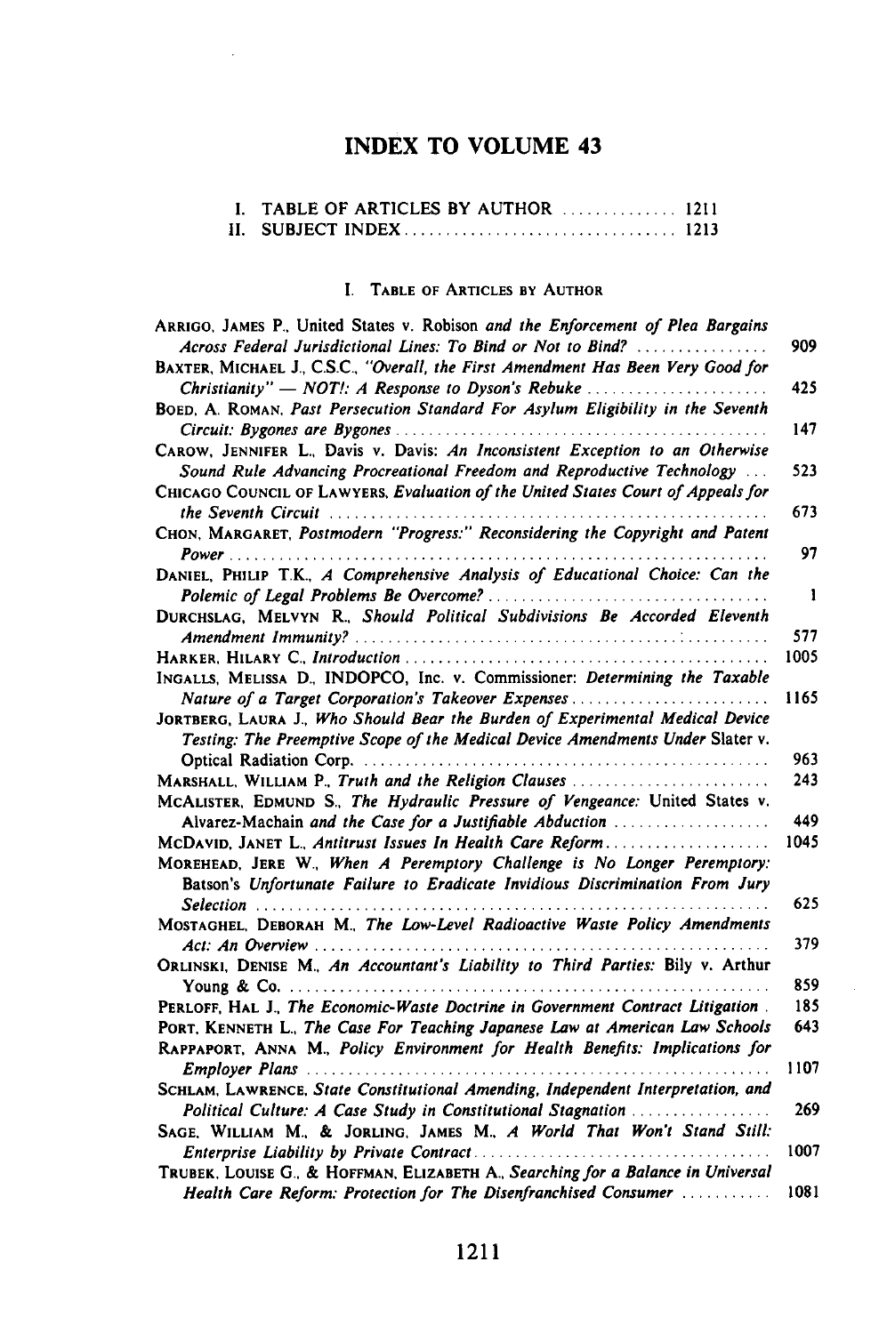# INDEX TO VOLUME 43

I. TABLE OF ARTICLES BY AUTHOR .............. 1211
II. SUBJECT INDEX ................................ 1213

## I. Table of Articles by Author

ARRIGO, JAMES P., United States v. Robison *and the Enforcement of Plea Bargains Across Federal Jurisdictional Lines: To Bind or Not to Bind?* ................ 909

BAXTER, MICHAEL J., C.S.C., *"Overall, the First Amendment Has Been Very Good for Christianity" — NOT!: A Response to Dyson's Rebuke* ...................... 425

BOED, A. ROMAN, *Past Persecution Standard For Asylum Eligibility in the Seventh Circuit: Bygones are Bygones* ............................................ 147

CAROW, JENNIFER L., Davis v. Davis: *An Inconsistent Exception to an Otherwise Sound Rule Advancing Procreational Freedom and Reproductive Technology* ... 523

CHICAGO COUNCIL OF LAWYERS, *Evaluation of the United States Court of Appeals for the Seventh Circuit* ..................................................... 673

CHON, MARGARET, *Postmodern "Progress:" Reconsidering the Copyright and Patent Power* ............................................................ 97

DANIEL, PHILIP T.K., *A Comprehensive Analysis of Educational Choice: Can the Polemic of Legal Problems Be Overcome?* ................................. 1

DURCHSLAG, MELVYN R., *Should Political Subdivisions Be Accorded Eleventh Amendment Immunity?* .................................................. 577

HARKER, HILARY C., *Introduction* ............................................ 1005

INGALLS, MELISSA D., INDOPCO, Inc. v. Commissioner: *Determining the Taxable Nature of a Target Corporation's Takeover Expenses* ........................ 1165

JORTBERG, LAURA J., *Who Should Bear the Burden of Experimental Medical Device Testing: The Preemptive Scope of the Medical Device Amendments Under* Slater v. Optical Radiation Corp. ................................................. 963

MARSHALL, WILLIAM P., *Truth and the Religion Clauses* ........................ 243

MCALISTER, EDMUND S., *The Hydraulic Pressure of Vengeance:* United States v. Alvarez-Machain *and the Case for a Justifiable Abduction* ................... 449

MCDAVID, JANET L., *Antitrust Issues In Health Care Reform* .................... 1045

MOREHEAD, JERE W., *When A Peremptory Challenge is No Longer Peremptory:* Batson's *Unfortunate Failure to Eradicate Invidious Discrimination From Jury Selection* ............................................................... 625

MOSTAGHEL, DEBORAH M., *The Low-Level Radioactive Waste Policy Amendments Act: An Overview* ...................................................... 379

ORLINSKI, DENISE M., *An Accountant's Liability to Third Parties:* Bily v. Arthur Young & Co. ........................................................... 859

PERLOFF, HAL J., *The Economic-Waste Doctrine in Government Contract Litigation* . 185

PORT, KENNETH L., *The Case For Teaching Japanese Law at American Law Schools* 643

RAPPAPORT, ANNA M., *Policy Environment for Health Benefits: Implications for Employer Plans* ........................................................ 1107

SCHLAM, LAWRENCE, *State Constitutional Amending, Independent Interpretation, and Political Culture: A Case Study in Constitutional Stagnation* ................. 269

SAGE, WILLIAM M., & JORLING, JAMES M., *A World That Won't Stand Still: Enterprise Liability by Private Contract* .................................... 1007

TRUBEK, LOUISE G., & HOFFMAN, ELIZABETH A., *Searching for a Balance in Universal Health Care Reform: Protection for The Disenfranchised Consumer* ........... 1081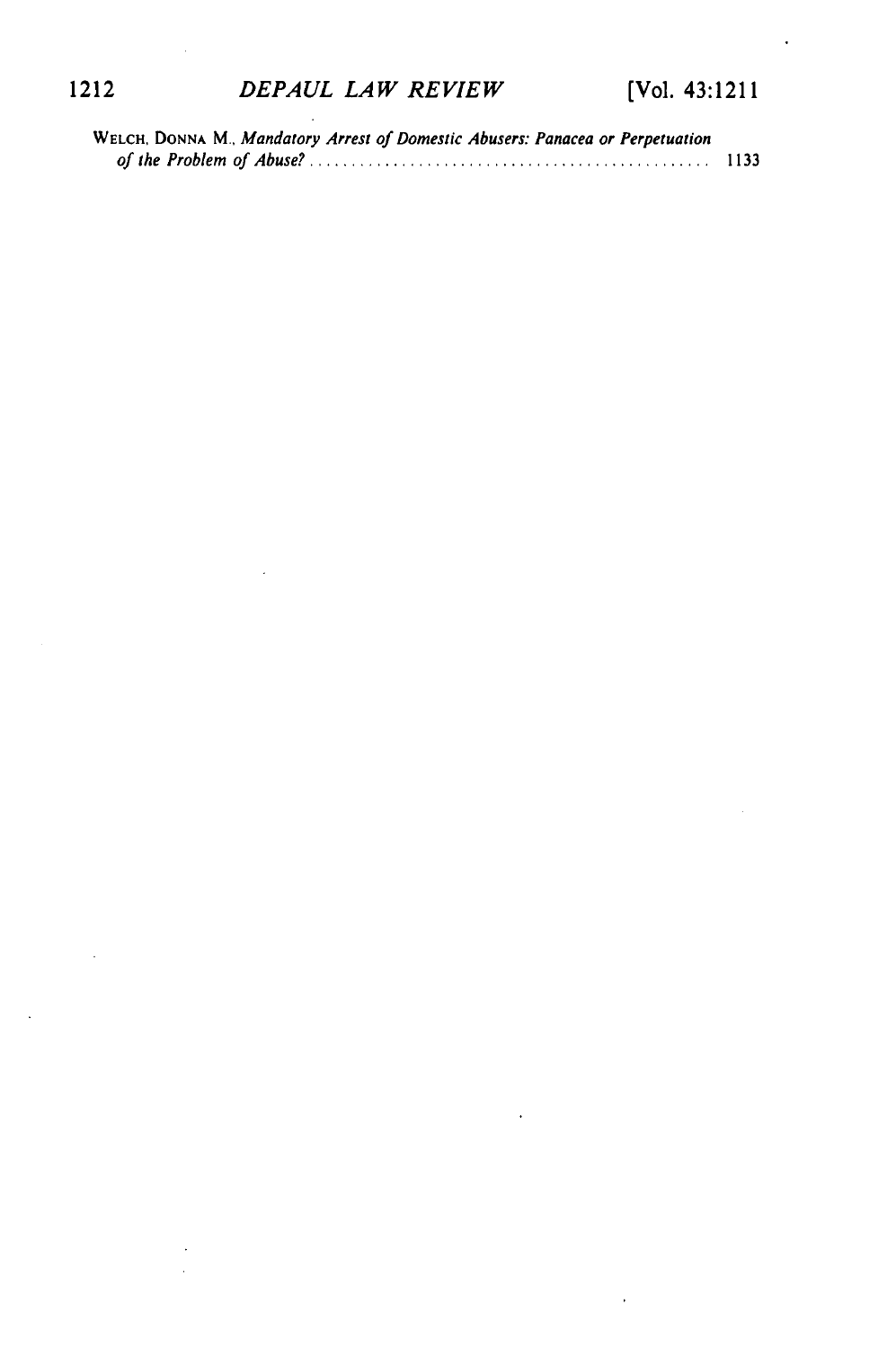WELCH, DONNA M., *Mandatory Arrest of Domestic Abusers: Panacea or Perpetuation of the Problem of Abuse?* .............................................. 1133